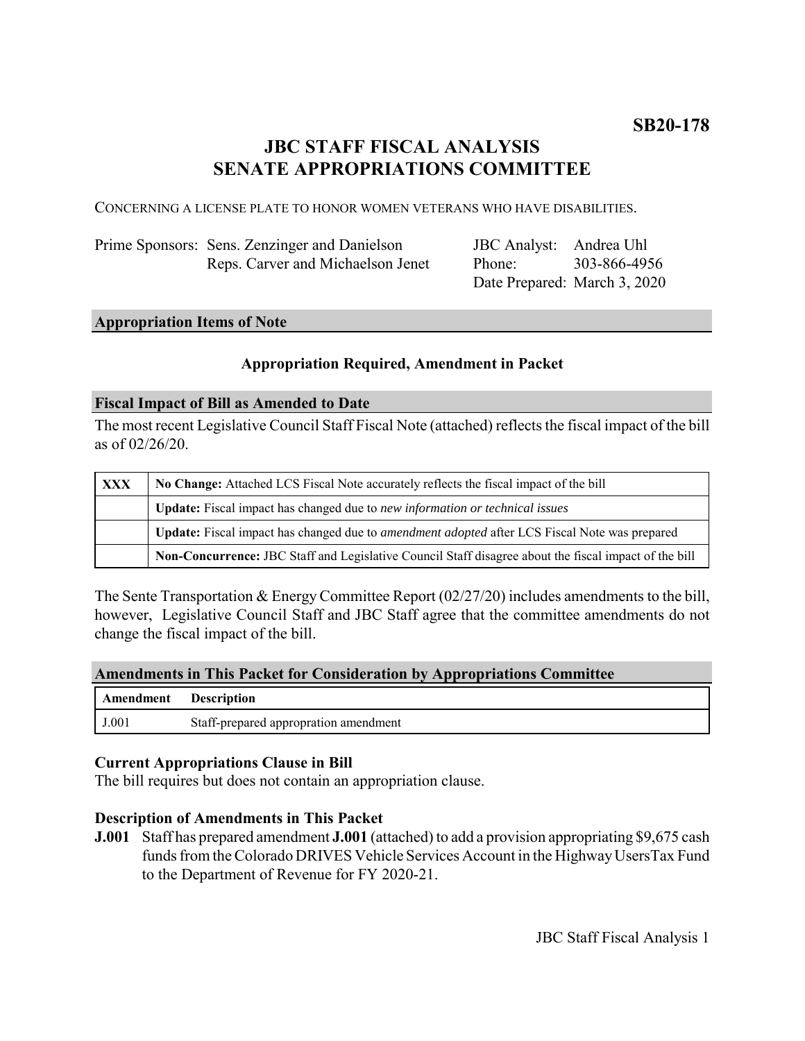**SB20-178**

# JBC STAFF FISCAL ANALYSIS
# SENATE APPROPRIATIONS COMMITTEE

CONCERNING A LICENSE PLATE TO HONOR WOMEN VETERANS WHO HAVE DISABILITIES.

| | | | |
|---|---|---|---|
| Prime Sponsors: | Sens. Zenzinger and Danielson | JBC Analyst: | Andrea Uhl |
| | Reps. Carver and Michaelson Jenet | Phone: | 303-866-4956 |
| | | Date Prepared: | March 3, 2020 |

## Appropriation Items of Note

### Appropriation Required, Amendment in Packet

## Fiscal Impact of Bill as Amended to Date

The most recent Legislative Council Staff Fiscal Note (attached) reflects the fiscal impact of the bill as of 02/26/20.

| | |
|---|---|
| **XXX** | **No Change:** Attached LCS Fiscal Note accurately reflects the fiscal impact of the bill |
| | **Update:** Fiscal impact has changed due to *new information or technical issues* |
| | **Update:** Fiscal impact has changed due to *amendment adopted* after LCS Fiscal Note was prepared |
| | **Non-Concurrence:** JBC Staff and Legislative Council Staff disagree about the fiscal impact of the bill |

The Sente Transportation & Energy Committee Report (02/27/20) includes amendments to the bill, however, Legislative Council Staff and JBC Staff agree that the committee amendments do not change the fiscal impact of the bill.

## Amendments in This Packet for Consideration by Appropriations Committee

| Amendment | Description |
|---|---|
| J.001 | Staff-prepared appropration amendment |

### Current Appropriations Clause in Bill

The bill requires but does not contain an appropriation clause.

### Description of Amendments in This Packet

**J.001** Staff has prepared amendment **J.001** (attached) to add a provision appropriating $9,675 cash funds from the Colorado DRIVES Vehicle Services Account in the Highway UsersTax Fund to the Department of Revenue for FY 2020-21.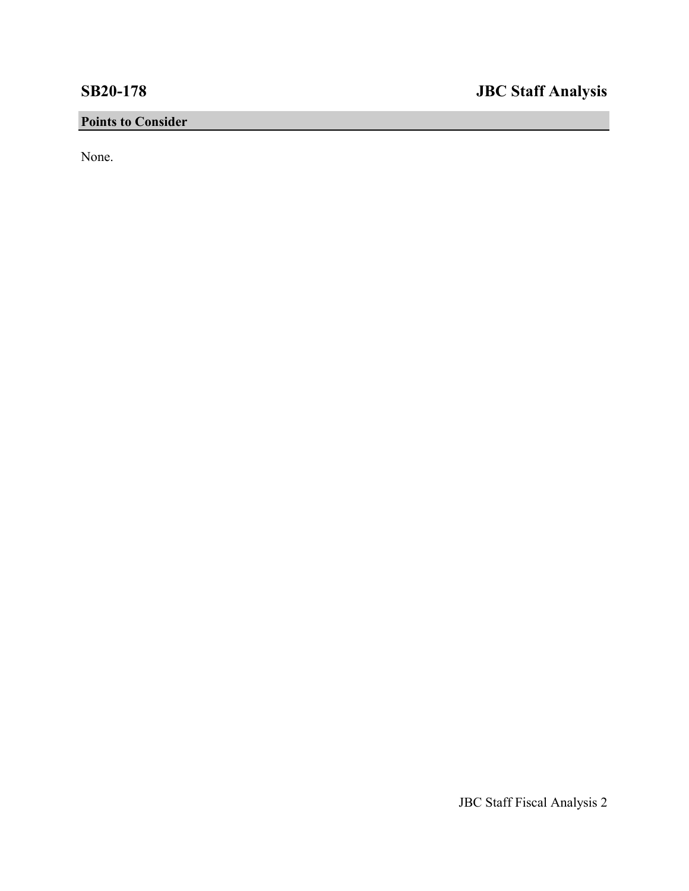## Points to Consider

None.